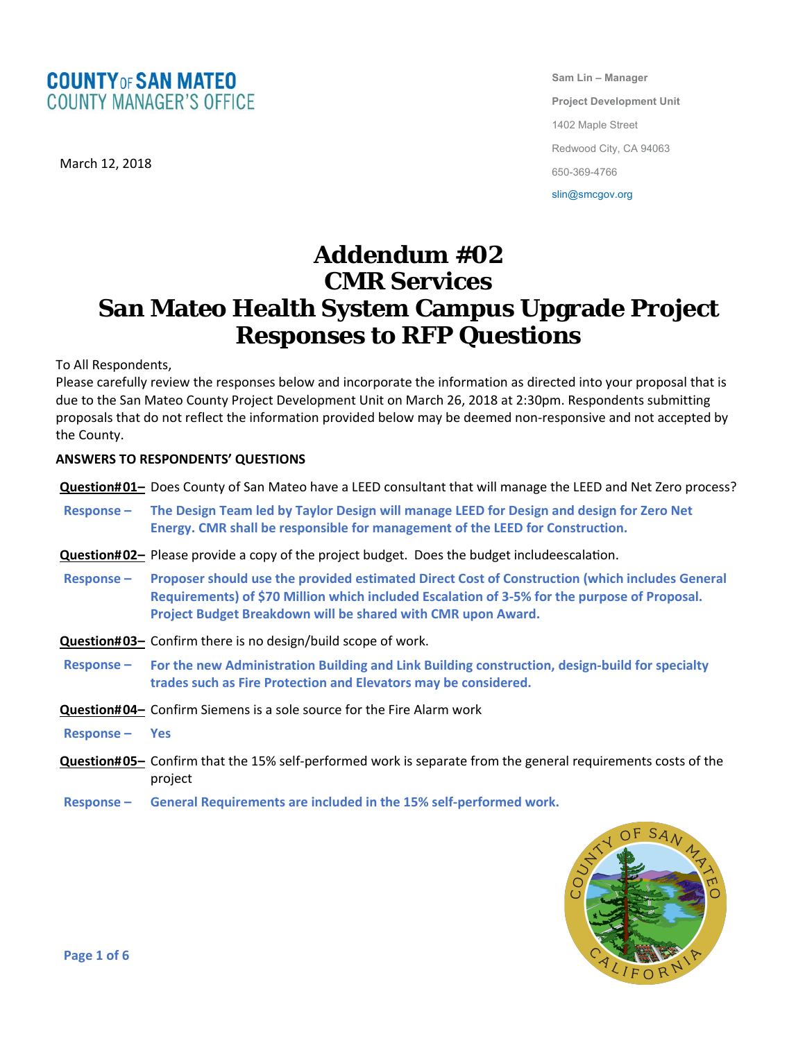**COUNTY OF SAN MATEO**
**COUNTY MANAGER'S OFFICE**

March 12, 2018

**Sam Lin – Manager**
**Project Development Unit**
1402 Maple Street
Redwood City, CA 94063
650-369-4766
slin@smcgov.org

# Addendum #02
# CMR Services
# San Mateo Health System Campus Upgrade Project
# Responses to RFP Questions

To All Respondents,
Please carefully review the responses below and incorporate the information as directed into your proposal that is due to the San Mateo County Project Development Unit on March 26, 2018 at 2:30pm. Respondents submitting proposals that do not reflect the information provided below may be deemed non-responsive and not accepted by the County.

**ANSWERS TO RESPONDENTS' QUESTIONS**

**Question#01–** Does County of San Mateo have a LEED consultant that will manage the LEED and Net Zero process?

**Response –** **The Design Team led by Taylor Design will manage LEED for Design and design for Zero Net Energy. CMR shall be responsible for management of the LEED for Construction.**

**Question#02–** Please provide a copy of the project budget. Does the budget includeescalation.

**Response –** **Proposer should use the provided estimated Direct Cost of Construction (which includes General Requirements) of $70 Million which included Escalation of 3-5% for the purpose of Proposal. Project Budget Breakdown will be shared with CMR upon Award.**

**Question#03–** Confirm there is no design/build scope of work.

**Response –** **For the new Administration Building and Link Building construction, design-build for specialty trades such as Fire Protection and Elevators may be considered.**

**Question#04–** Confirm Siemens is a sole source for the Fire Alarm work

**Response –** **Yes**

**Question#05–** Confirm that the 15% self-performed work is separate from the general requirements costs of the project

**Response –** **General Requirements are included in the 15% self-performed work.**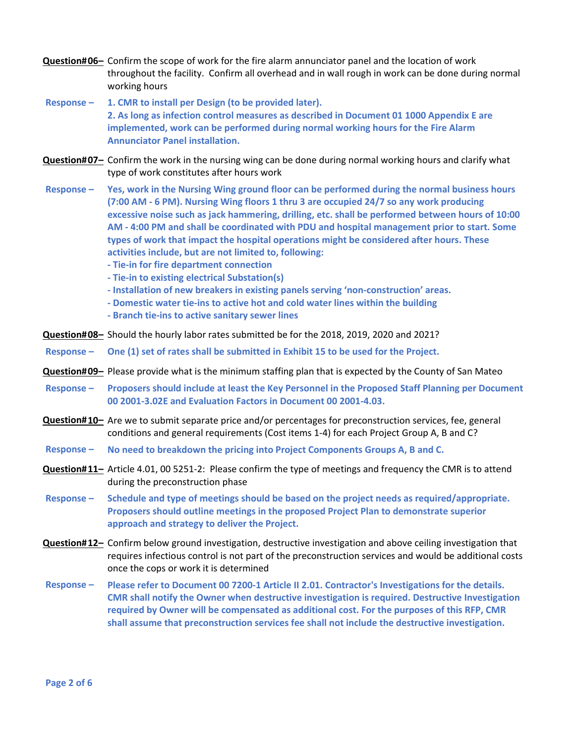**Question#06–** Confirm the scope of work for the fire alarm annunciator panel and the location of work throughout the facility. Confirm all overhead and in wall rough in work can be done during normal working hours

**Response –** **1. CMR to install per Design (to be provided later).**
**2. As long as infection control measures as described in Document 01 1000 Appendix E are implemented, work can be performed during normal working hours for the Fire Alarm Annunciator Panel installation.**

**Question#07–** Confirm the work in the nursing wing can be done during normal working hours and clarify what type of work constitutes after hours work

**Response –** **Yes, work in the Nursing Wing ground floor can be performed during the normal business hours (7:00 AM - 6 PM). Nursing Wing floors 1 thru 3 are occupied 24/7 so any work producing excessive noise such as jack hammering, drilling, etc. shall be performed between hours of 10:00 AM - 4:00 PM and shall be coordinated with PDU and hospital management prior to start. Some types of work that impact the hospital operations might be considered after hours. These activities include, but are not limited to, following:**

- **Tie-in for fire department connection**
- **Tie-in to existing electrical Substation(s)**
- **Installation of new breakers in existing panels serving 'non-construction' areas.**
- **Domestic water tie-ins to active hot and cold water lines within the building**
- **Branch tie-ins to active sanitary sewer lines**

**Question#08–** Should the hourly labor rates submitted be for the 2018, 2019, 2020 and 2021?

**Response –** **One (1) set of rates shall be submitted in Exhibit 15 to be used for the Project.**

**Question#09–** Please provide what is the minimum staffing plan that is expected by the County of San Mateo

**Response –** **Proposers should include at least the Key Personnel in the Proposed Staff Planning per Document 00 2001-3.02E and Evaluation Factors in Document 00 2001-4.03.**

**Question#10–** Are we to submit separate price and/or percentages for preconstruction services, fee, general conditions and general requirements (Cost items 1-4) for each Project Group A, B and C?

**Response –** **No need to breakdown the pricing into Project Components Groups A, B and C.**

**Question#11–** Article 4.01, 00 5251-2: Please confirm the type of meetings and frequency the CMR is to attend during the preconstruction phase

**Response –** **Schedule and type of meetings should be based on the project needs as required/appropriate. Proposers should outline meetings in the proposed Project Plan to demonstrate superior approach and strategy to deliver the Project.**

**Question#12–** Confirm below ground investigation, destructive investigation and above ceiling investigation that requires infectious control is not part of the preconstruction services and would be additional costs once the cops or work it is determined

**Response –** **Please refer to Document 00 7200-1 Article II 2.01. Contractor's Investigations for the details. CMR shall notify the Owner when destructive investigation is required. Destructive Investigation required by Owner will be compensated as additional cost. For the purposes of this RFP, CMR shall assume that preconstruction services fee shall not include the destructive investigation.**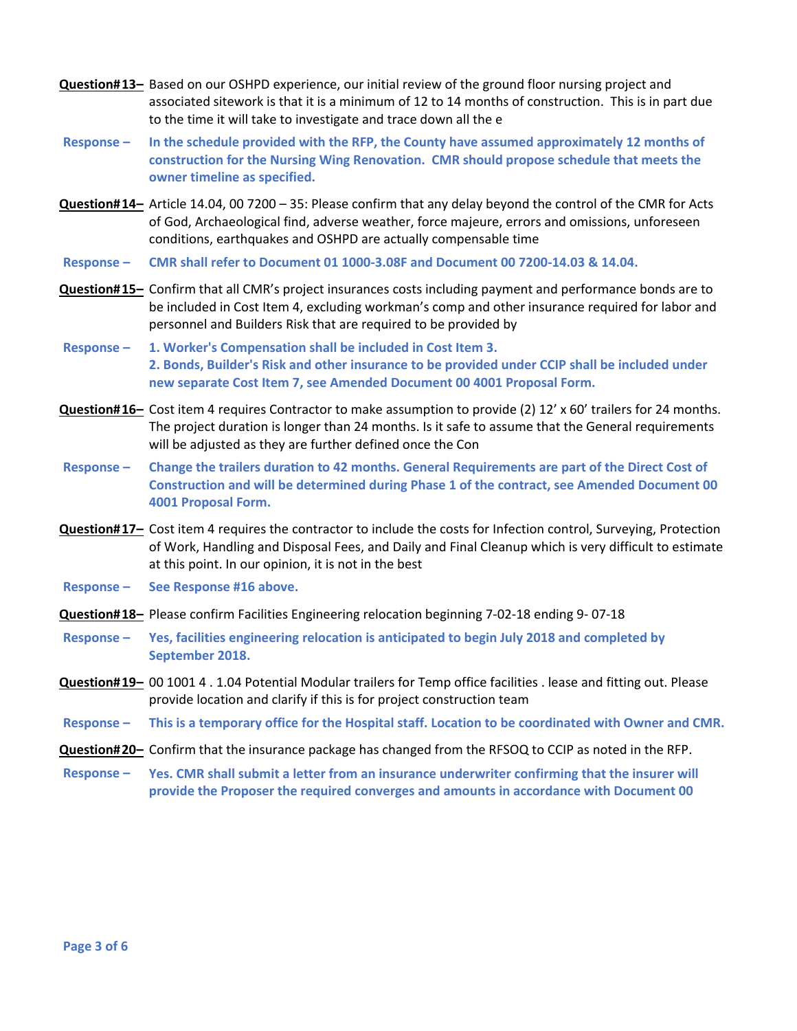**Question#13–** Based on our OSHPD experience, our initial review of the ground floor nursing project and associated sitework is that it is a minimum of 12 to 14 months of construction. This is in part due to the time it will take to investigate and trace down all the e

**Response –** **In the schedule provided with the RFP, the County have assumed approximately 12 months of construction for the Nursing Wing Renovation. CMR should propose schedule that meets the owner timeline as specified.**

**Question#14–** Article 14.04, 00 7200 – 35: Please confirm that any delay beyond the control of the CMR for Acts of God, Archaeological find, adverse weather, force majeure, errors and omissions, unforeseen conditions, earthquakes and OSHPD are actually compensable time

**Response –** **CMR shall refer to Document 01 1000-3.08F and Document 00 7200-14.03 & 14.04.**

**Question#15–** Confirm that all CMR's project insurances costs including payment and performance bonds are to be included in Cost Item 4, excluding workman's comp and other insurance required for labor and personnel and Builders Risk that are required to be provided by

**Response –** **1. Worker's Compensation shall be included in Cost Item 3.**
**2. Bonds, Builder's Risk and other insurance to be provided under CCIP shall be included under new separate Cost Item 7, see Amended Document 00 4001 Proposal Form.**

**Question#16–** Cost item 4 requires Contractor to make assumption to provide (2) 12' x 60' trailers for 24 months. The project duration is longer than 24 months. Is it safe to assume that the General requirements will be adjusted as they are further defined once the Con

**Response –** **Change the trailers duration to 42 months. General Requirements are part of the Direct Cost of Construction and will be determined during Phase 1 of the contract, see Amended Document 00 4001 Proposal Form.**

**Question#17–** Cost item 4 requires the contractor to include the costs for Infection control, Surveying, Protection of Work, Handling and Disposal Fees, and Daily and Final Cleanup which is very difficult to estimate at this point. In our opinion, it is not in the best

**Response –** **See Response #16 above.**

**Question#18–** Please confirm Facilities Engineering relocation beginning 7-02-18 ending 9- 07-18

**Response –** **Yes, facilities engineering relocation is anticipated to begin July 2018 and completed by September 2018.**

**Question#19–** 00 1001 4 . 1.04 Potential Modular trailers for Temp office facilities . lease and fitting out. Please provide location and clarify if this is for project construction team

**Response –** **This is a temporary office for the Hospital staff. Location to be coordinated with Owner and CMR.**

**Question#20–** Confirm that the insurance package has changed from the RFSOQ to CCIP as noted in the RFP.

**Response –** **Yes. CMR shall submit a letter from an insurance underwriter confirming that the insurer will provide the Proposer the required converges and amounts in accordance with Document 00**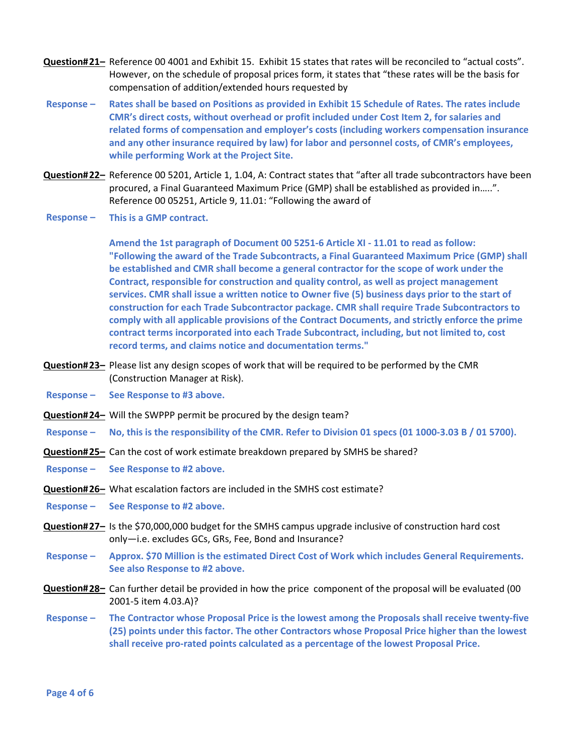**Question#21–** Reference 00 4001 and Exhibit 15. Exhibit 15 states that rates will be reconciled to "actual costs". However, on the schedule of proposal prices form, it states that "these rates will be the basis for compensation of addition/extended hours requested by

**Response –** **Rates shall be based on Positions as provided in Exhibit 15 Schedule of Rates. The rates include CMR's direct costs, without overhead or profit included under Cost Item 2, for salaries and related forms of compensation and employer's costs (including workers compensation insurance and any other insurance required by law) for labor and personnel costs, of CMR's employees, while performing Work at the Project Site.**

**Question#22–** Reference 00 5201, Article 1, 1.04, A: Contract states that "after all trade subcontractors have been procured, a Final Guaranteed Maximum Price (GMP) shall be established as provided in…..". Reference 00 05251, Article 9, 11.01: "Following the award of

**Response –** **This is a GMP contract.**

**Amend the 1st paragraph of Document 00 5251-6 Article XI - 11.01 to read as follow: "Following the award of the Trade Subcontracts, a Final Guaranteed Maximum Price (GMP) shall be established and CMR shall become a general contractor for the scope of work under the Contract, responsible for construction and quality control, as well as project management services. CMR shall issue a written notice to Owner five (5) business days prior to the start of construction for each Trade Subcontractor package. CMR shall require Trade Subcontractors to comply with all applicable provisions of the Contract Documents, and strictly enforce the prime contract terms incorporated into each Trade Subcontract, including, but not limited to, cost record terms, and claims notice and documentation terms."**

**Question#23–** Please list any design scopes of work that will be required to be performed by the CMR (Construction Manager at Risk).

**Response –** **See Response to #3 above.**

**Question#24–** Will the SWPPP permit be procured by the design team?

**Response –** **No, this is the responsibility of the CMR. Refer to Division 01 specs (01 1000-3.03 B / 01 5700).**

**Question#25–** Can the cost of work estimate breakdown prepared by SMHS be shared?

**Response –** **See Response to #2 above.**

**Question#26–** What escalation factors are included in the SMHS cost estimate?

**Response –** **See Response to #2 above.**

**Question#27–** Is the $70,000,000 budget for the SMHS campus upgrade inclusive of construction hard cost only—i.e. excludes GCs, GRs, Fee, Bond and Insurance?

**Response –** **Approx. $70 Million is the estimated Direct Cost of Work which includes General Requirements. See also Response to #2 above.**

**Question#28–** Can further detail be provided in how the price component of the proposal will be evaluated (00 2001-5 item 4.03.A)?

**Response –** **The Contractor whose Proposal Price is the lowest among the Proposals shall receive twenty-five (25) points under this factor. The other Contractors whose Proposal Price higher than the lowest shall receive pro-rated points calculated as a percentage of the lowest Proposal Price.**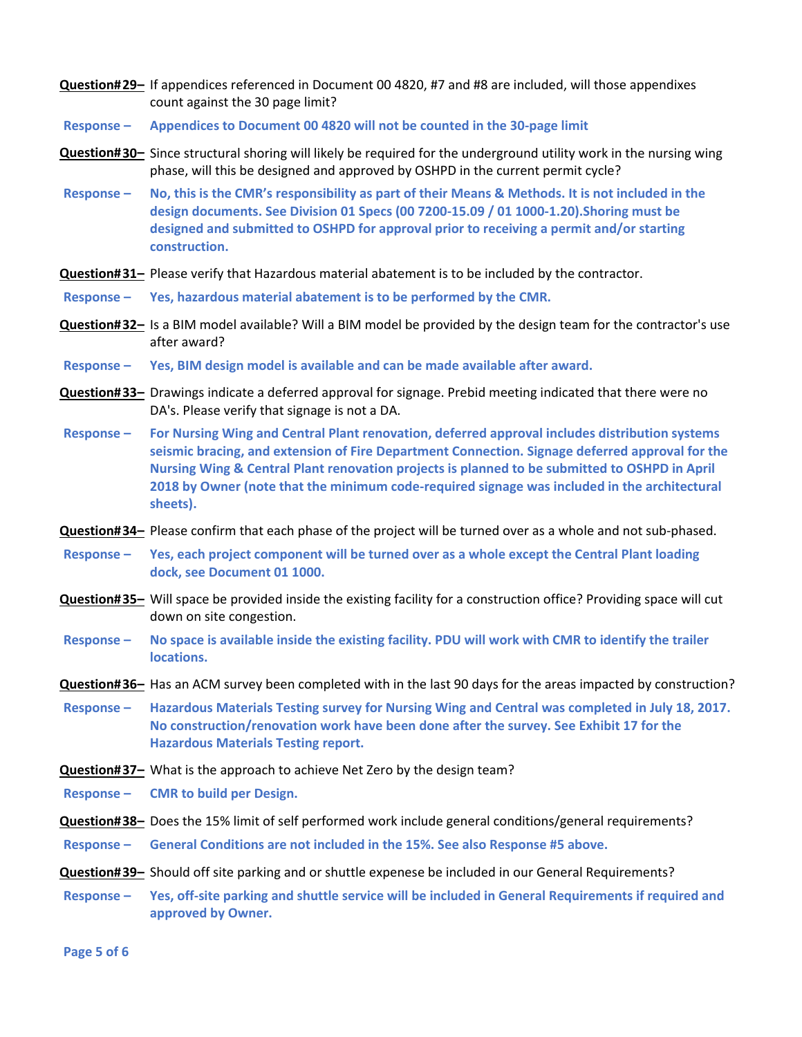**Question#29–** If appendices referenced in Document 00 4820, #7 and #8 are included, will those appendixes count against the 30 page limit?

**Response –** **Appendices to Document 00 4820 will not be counted in the 30-page limit**

**Question#30–** Since structural shoring will likely be required for the underground utility work in the nursing wing phase, will this be designed and approved by OSHPD in the current permit cycle?

**Response –** **No, this is the CMR's responsibility as part of their Means & Methods. It is not included in the design documents. See Division 01 Specs (00 7200-15.09 / 01 1000-1.20).Shoring must be designed and submitted to OSHPD for approval prior to receiving a permit and/or starting construction.**

**Question#31–** Please verify that Hazardous material abatement is to be included by the contractor.

**Response –** **Yes, hazardous material abatement is to be performed by the CMR.**

**Question#32–** Is a BIM model available? Will a BIM model be provided by the design team for the contractor's use after award?

**Response –** **Yes, BIM design model is available and can be made available after award.**

**Question#33–** Drawings indicate a deferred approval for signage. Prebid meeting indicated that there were no DA's. Please verify that signage is not a DA.

**Response –** **For Nursing Wing and Central Plant renovation, deferred approval includes distribution systems seismic bracing, and extension of Fire Department Connection. Signage deferred approval for the Nursing Wing & Central Plant renovation projects is planned to be submitted to OSHPD in April 2018 by Owner (note that the minimum code-required signage was included in the architectural sheets).**

**Question#34–** Please confirm that each phase of the project will be turned over as a whole and not sub-phased.

**Response –** **Yes, each project component will be turned over as a whole except the Central Plant loading dock, see Document 01 1000.**

**Question#35–** Will space be provided inside the existing facility for a construction office? Providing space will cut down on site congestion.

**Response –** **No space is available inside the existing facility. PDU will work with CMR to identify the trailer locations.**

**Question#36–** Has an ACM survey been completed with in the last 90 days for the areas impacted by construction?

**Response –** **Hazardous Materials Testing survey for Nursing Wing and Central was completed in July 18, 2017. No construction/renovation work have been done after the survey. See Exhibit 17 for the Hazardous Materials Testing report.**

**Question#37–** What is the approach to achieve Net Zero by the design team?

**Response –** **CMR to build per Design.**

**Question#38–** Does the 15% limit of self performed work include general conditions/general requirements?

**Response –** **General Conditions are not included in the 15%. See also Response #5 above.**

**Question#39–** Should off site parking and or shuttle expenese be included in our General Requirements?

**Response –** **Yes, off-site parking and shuttle service will be included in General Requirements if required and approved by Owner.**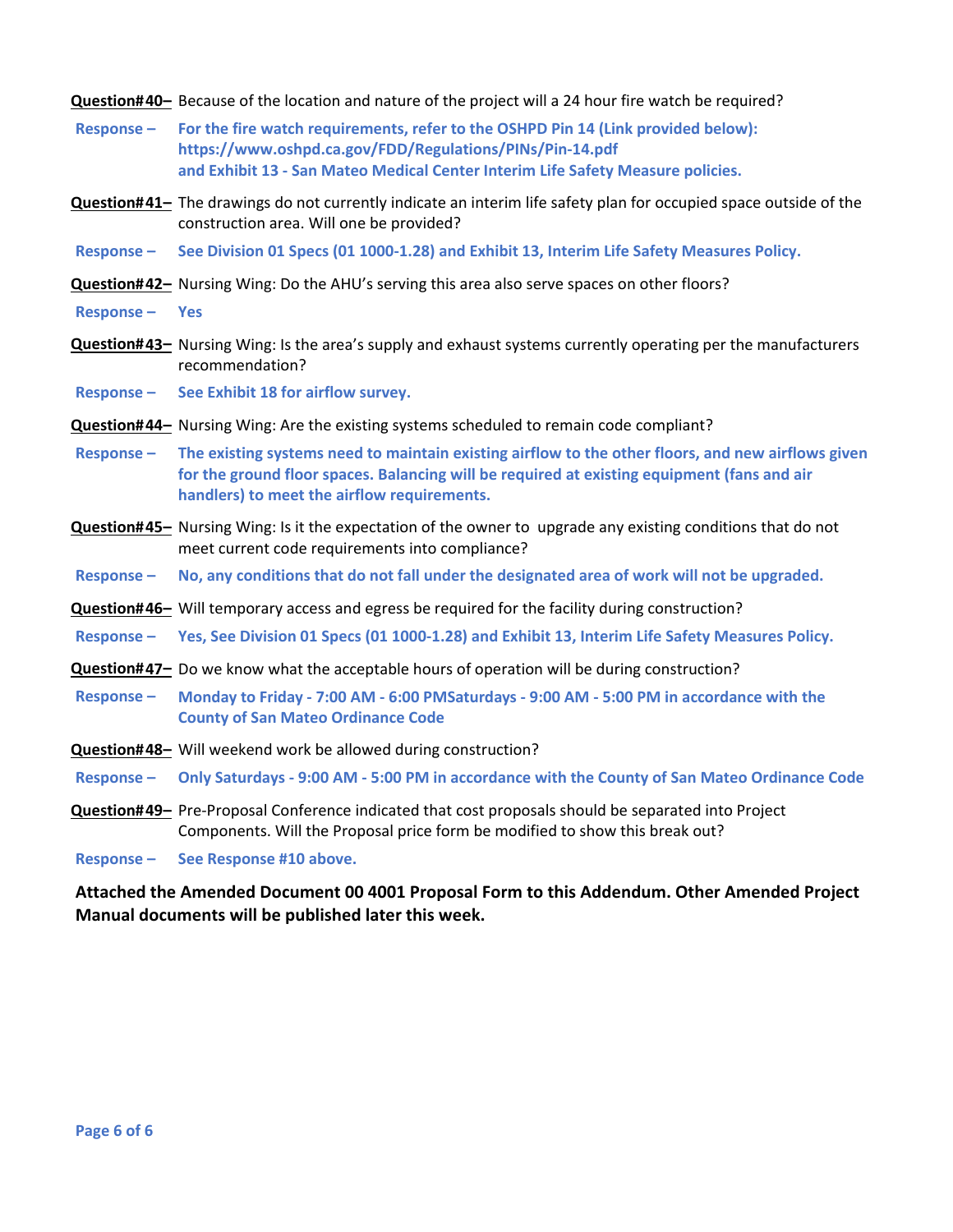**Question#40–** Because of the location and nature of the project will a 24 hour fire watch be required?

**Response –** **For the fire watch requirements, refer to the OSHPD Pin 14 (Link provided below): https://www.oshpd.ca.gov/FDD/Regulations/PINs/Pin-14.pdf and Exhibit 13 - San Mateo Medical Center Interim Life Safety Measure policies.**

**Question#41–** The drawings do not currently indicate an interim life safety plan for occupied space outside of the construction area. Will one be provided?

**Response –** **See Division 01 Specs (01 1000-1.28) and Exhibit 13, Interim Life Safety Measures Policy.**

**Question#42–** Nursing Wing: Do the AHU's serving this area also serve spaces on other floors?

**Response –** **Yes**

**Question#43–** Nursing Wing: Is the area's supply and exhaust systems currently operating per the manufacturers recommendation?

**Response –** **See Exhibit 18 for airflow survey.**

**Question#44–** Nursing Wing: Are the existing systems scheduled to remain code compliant?

**Response –** **The existing systems need to maintain existing airflow to the other floors, and new airflows given for the ground floor spaces. Balancing will be required at existing equipment (fans and air handlers) to meet the airflow requirements.**

**Question#45–** Nursing Wing: Is it the expectation of the owner to upgrade any existing conditions that do not meet current code requirements into compliance?

**Response –** **No, any conditions that do not fall under the designated area of work will not be upgraded.**

**Question#46–** Will temporary access and egress be required for the facility during construction?

**Response –** **Yes, See Division 01 Specs (01 1000-1.28) and Exhibit 13, Interim Life Safety Measures Policy.**

**Question#47–** Do we know what the acceptable hours of operation will be during construction?

**Response –** **Monday to Friday - 7:00 AM - 6:00 PMSaturdays - 9:00 AM - 5:00 PM in accordance with the County of San Mateo Ordinance Code**

**Question#48–** Will weekend work be allowed during construction?

**Response –** **Only Saturdays - 9:00 AM - 5:00 PM in accordance with the County of San Mateo Ordinance Code**

**Question#49–** Pre-Proposal Conference indicated that cost proposals should be separated into Project Components. Will the Proposal price form be modified to show this break out?

**Response –** **See Response #10 above.**

**Attached the Amended Document 00 4001 Proposal Form to this Addendum. Other Amended Project Manual documents will be published later this week.**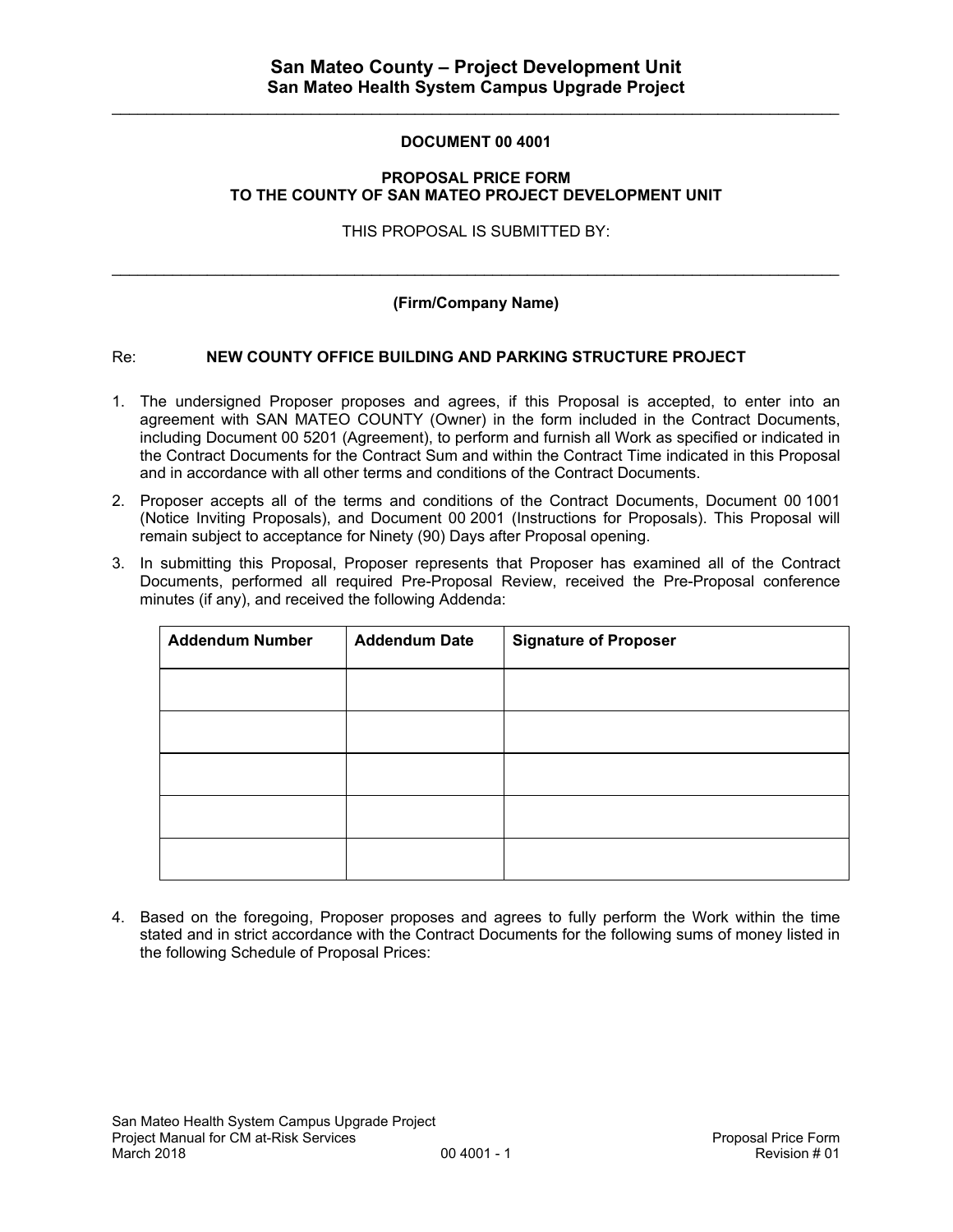**DOCUMENT 00 4001**

**PROPOSAL PRICE FORM**
**TO THE COUNTY OF SAN MATEO PROJECT DEVELOPMENT UNIT**

THIS PROPOSAL IS SUBMITTED BY:

______________________________________________________________________________

**(Firm/Company Name)**

Re: **NEW COUNTY OFFICE BUILDING AND PARKING STRUCTURE PROJECT**

1. The undersigned Proposer proposes and agrees, if this Proposal is accepted, to enter into an agreement with SAN MATEO COUNTY (Owner) in the form included in the Contract Documents, including Document 00 5201 (Agreement), to perform and furnish all Work as specified or indicated in the Contract Documents for the Contract Sum and within the Contract Time indicated in this Proposal and in accordance with all other terms and conditions of the Contract Documents.

2. Proposer accepts all of the terms and conditions of the Contract Documents, Document 00 1001 (Notice Inviting Proposals), and Document 00 2001 (Instructions for Proposals). This Proposal will remain subject to acceptance for Ninety (90) Days after Proposal opening.

3. In submitting this Proposal, Proposer represents that Proposer has examined all of the Contract Documents, performed all required Pre-Proposal Review, received the Pre-Proposal conference minutes (if any), and received the following Addenda:

| Addendum Number | Addendum Date | Signature of Proposer |
|---|---|---|
| | | |
| | | |
| | | |
| | | |
| | | |

4. Based on the foregoing, Proposer proposes and agrees to fully perform the Work within the time stated and in strict accordance with the Contract Documents for the following sums of money listed in the following Schedule of Proposal Prices: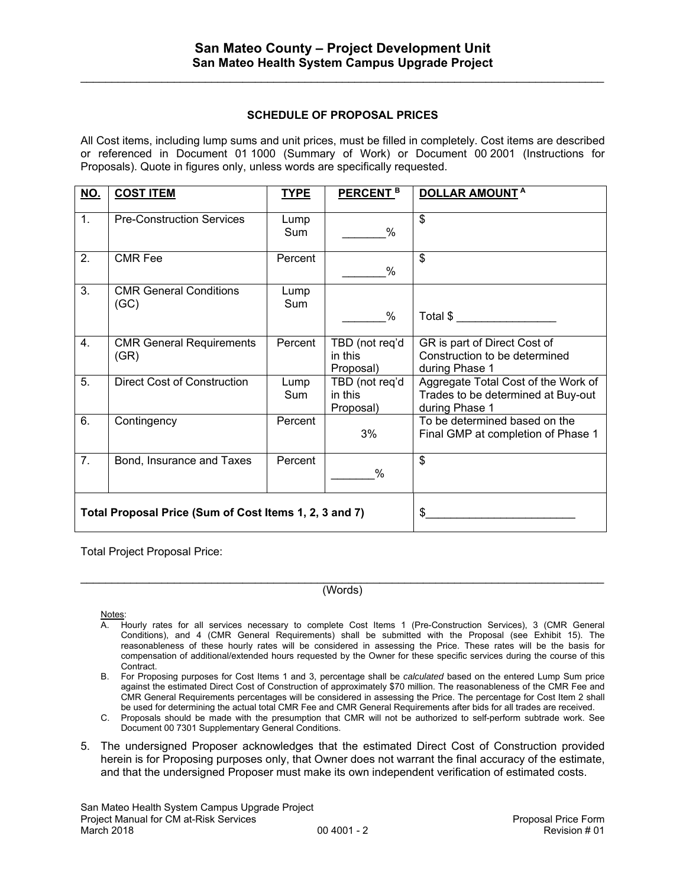## SCHEDULE OF PROPOSAL PRICES

All Cost items, including lump sums and unit prices, must be filled in completely. Cost items are described or referenced in Document 01 1000 (Summary of Work) or Document 00 2001 (Instructions for Proposals). Quote in figures only, unless words are specifically requested.

| NO. | COST ITEM | TYPE | PERCENT [B] | DOLLAR AMOUNT [A] |
|---|---|---|---|---|
| 1. | Pre-Construction Services | Lump Sum | _______% | $ |
| 2. | CMR Fee | Percent | _______% | $ |
| 3. | CMR General Conditions (GC) | Lump Sum | _______% | Total $ _______________ |
| 4. | CMR General Requirements (GR) | Percent | TBD (not req'd in this Proposal) | GR is part of Direct Cost of Construction to be determined during Phase 1 |
| 5. | Direct Cost of Construction | Lump Sum | TBD (not req'd in this Proposal) | Aggregate Total Cost of the Work of Trades to be determined at Buy-out during Phase 1 |
| 6. | Contingency | Percent | 3% | To be determined based on the Final GMP at completion of Phase 1 |
| 7. | Bond, Insurance and Taxes | Percent | _______% | $ |
| **Total Proposal Price (Sum of Cost Items 1, 2, 3 and 7)** | | | | $_______________________ |

Total Project Proposal Price:

_______________________________________________________________________________
(Words)

Notes:

A. Hourly rates for all services necessary to complete Cost Items 1 (Pre-Construction Services), 3 (CMR General Conditions), and 4 (CMR General Requirements) shall be submitted with the Proposal (see Exhibit 15). The reasonableness of these hourly rates will be considered in assessing the Price. These rates will be the basis for compensation of additional/extended hours requested by the Owner for these specific services during the course of this Contract.

B. For Proposing purposes for Cost Items 1 and 3, percentage shall be *calculated* based on the entered Lump Sum price against the estimated Direct Cost of Construction of approximately $70 million. The reasonableness of the CMR Fee and CMR General Requirements percentages will be considered in assessing the Price. The percentage for Cost Item 2 shall be used for determining the actual total CMR Fee and CMR General Requirements after bids for all trades are received.

C. Proposals should be made with the presumption that CMR will not be authorized to self-perform subtrade work. See Document 00 7301 Supplementary General Conditions.

5. The undersigned Proposer acknowledges that the estimated Direct Cost of Construction provided herein is for Proposing purposes only, that Owner does not warrant the final accuracy of the estimate, and that the undersigned Proposer must make its own independent verification of estimated costs.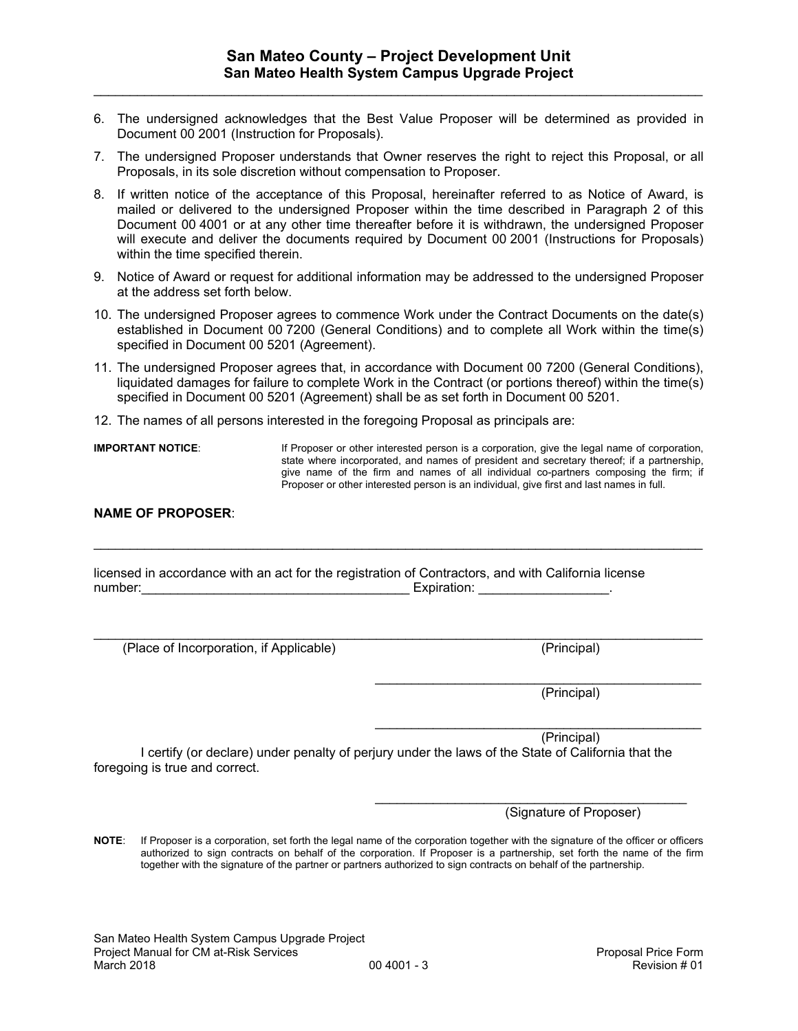6. The undersigned acknowledges that the Best Value Proposer will be determined as provided in Document 00 2001 (Instruction for Proposals).
7. The undersigned Proposer understands that Owner reserves the right to reject this Proposal, or all Proposals, in its sole discretion without compensation to Proposer.
8. If written notice of the acceptance of this Proposal, hereinafter referred to as Notice of Award, is mailed or delivered to the undersigned Proposer within the time described in Paragraph 2 of this Document 00 4001 or at any other time thereafter before it is withdrawn, the undersigned Proposer will execute and deliver the documents required by Document 00 2001 (Instructions for Proposals) within the time specified therein.
9. Notice of Award or request for additional information may be addressed to the undersigned Proposer at the address set forth below.
10. The undersigned Proposer agrees to commence Work under the Contract Documents on the date(s) established in Document 00 7200 (General Conditions) and to complete all Work within the time(s) specified in Document 00 5201 (Agreement).
11. The undersigned Proposer agrees that, in accordance with Document 00 7200 (General Conditions), liquidated damages for failure to complete Work in the Contract (or portions thereof) within the time(s) specified in Document 00 5201 (Agreement) shall be as set forth in Document 00 5201.
12. The names of all persons interested in the foregoing Proposal as principals are:

**IMPORTANT NOTICE**: If Proposer or other interested person is a corporation, give the legal name of corporation, state where incorporated, and names of president and secretary thereof; if a partnership, give name of the firm and names of all individual co-partners composing the firm; if Proposer or other interested person is an individual, give first and last names in full.

**NAME OF PROPOSER**:

\_\_\_\_\_\_\_\_\_\_\_\_\_\_\_\_\_\_\_\_\_\_\_\_\_\_\_\_\_\_\_\_\_\_\_\_\_\_\_\_\_\_\_\_\_\_\_\_\_\_\_\_\_\_\_\_\_\_\_\_\_\_\_\_\_\_\_\_\_\_\_\_\_\_\_\_

licensed in accordance with an act for the registration of Contractors, and with California license number:\_\_\_\_\_\_\_\_\_\_\_\_\_\_\_\_\_\_\_\_\_\_\_\_\_\_\_\_\_\_\_\_\_\_\_\_\_ Expiration: \_\_\_\_\_\_\_\_\_\_\_\_\_\_\_\_\_\_.

\_\_\_\_\_\_\_\_\_\_\_\_\_\_\_\_\_\_\_\_\_\_\_\_\_\_\_\_\_\_\_\_\_\_\_\_\_\_\_\_\_\_\_\_\_\_\_\_\_\_\_\_\_\_\_\_\_\_\_\_\_\_\_\_\_\_\_\_\_\_\_\_\_\_\_\_

(Place of Incorporation, if Applicable) (Principal)

\_\_\_\_\_\_\_\_\_\_\_\_\_\_\_\_\_\_\_\_\_\_\_\_\_\_\_\_\_\_\_\_\_\_\_\_\_\_\_\_\_\_\_\_

(Principal)

\_\_\_\_\_\_\_\_\_\_\_\_\_\_\_\_\_\_\_\_\_\_\_\_\_\_\_\_\_\_\_\_\_\_\_\_\_\_\_\_\_\_\_\_

(Principal)

I certify (or declare) under penalty of perjury under the laws of the State of California that the foregoing is true and correct.

\_\_\_\_\_\_\_\_\_\_\_\_\_\_\_\_\_\_\_\_\_\_\_\_\_\_\_\_\_\_\_\_\_\_\_\_\_\_\_\_\_\_\_\_

(Signature of Proposer)

**NOTE**: If Proposer is a corporation, set forth the legal name of the corporation together with the signature of the officer or officers authorized to sign contracts on behalf of the corporation. If Proposer is a partnership, set forth the name of the firm together with the signature of the partner or partners authorized to sign contracts on behalf of the partnership.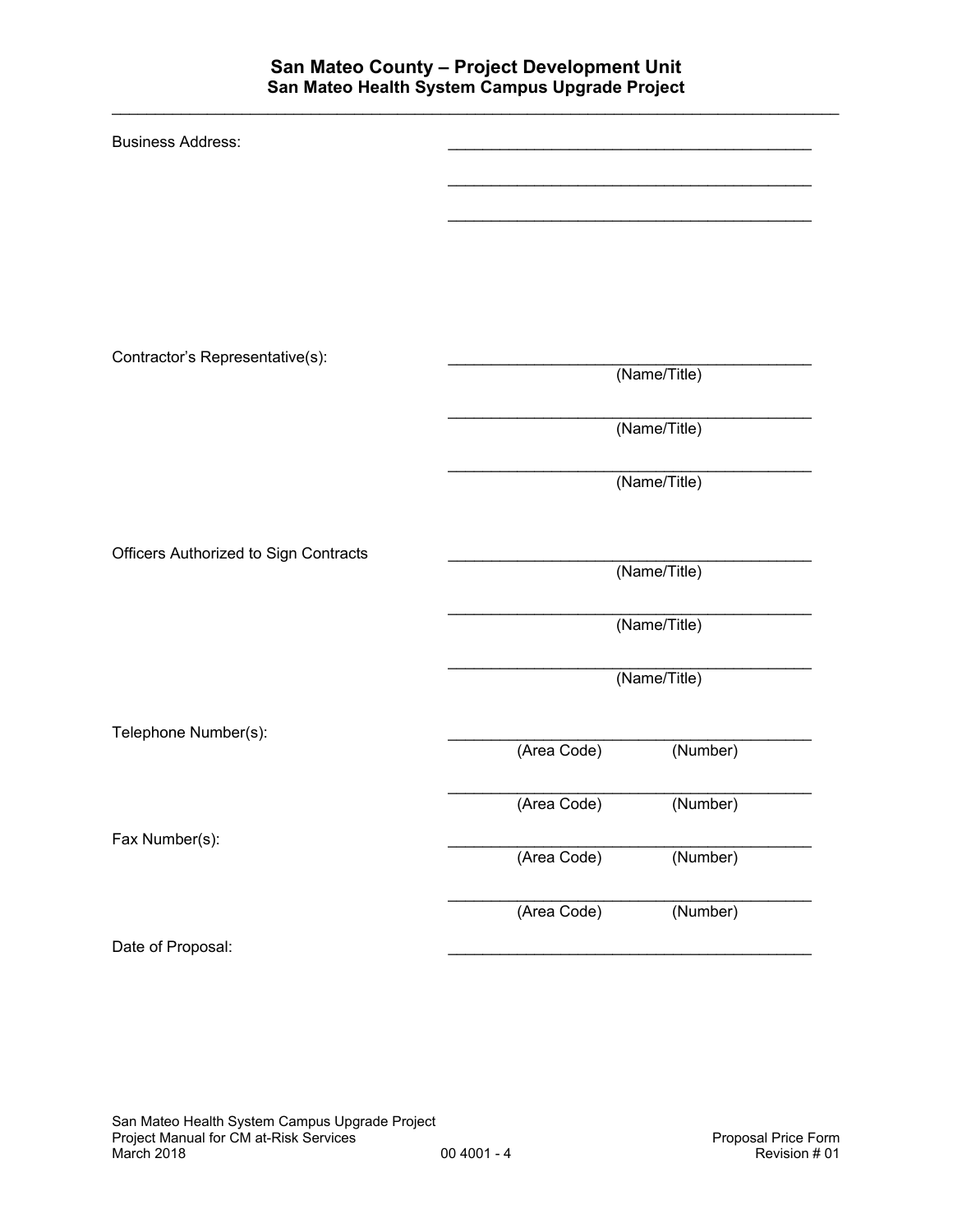Business Address: \_\_\_\_\_\_\_\_\_\_\_\_\_\_\_\_\_\_\_\_\_\_\_\_\_\_\_\_\_\_\_\_\_\_\_\_\_\_\_\_

\_\_\_\_\_\_\_\_\_\_\_\_\_\_\_\_\_\_\_\_\_\_\_\_\_\_\_\_\_\_\_\_\_\_\_\_\_\_\_\_

\_\_\_\_\_\_\_\_\_\_\_\_\_\_\_\_\_\_\_\_\_\_\_\_\_\_\_\_\_\_\_\_\_\_\_\_\_\_\_\_

Contractor's Representative(s): \_\_\_\_\_\_\_\_\_\_\_\_\_\_\_\_\_\_\_\_\_\_\_\_\_\_\_\_\_\_\_\_\_\_\_\_\_\_\_\_
(Name/Title)

\_\_\_\_\_\_\_\_\_\_\_\_\_\_\_\_\_\_\_\_\_\_\_\_\_\_\_\_\_\_\_\_\_\_\_\_\_\_\_\_
(Name/Title)

\_\_\_\_\_\_\_\_\_\_\_\_\_\_\_\_\_\_\_\_\_\_\_\_\_\_\_\_\_\_\_\_\_\_\_\_\_\_\_\_
(Name/Title)

Officers Authorized to Sign Contracts \_\_\_\_\_\_\_\_\_\_\_\_\_\_\_\_\_\_\_\_\_\_\_\_\_\_\_\_\_\_\_\_\_\_\_\_\_\_\_\_
(Name/Title)

\_\_\_\_\_\_\_\_\_\_\_\_\_\_\_\_\_\_\_\_\_\_\_\_\_\_\_\_\_\_\_\_\_\_\_\_\_\_\_\_
(Name/Title)

\_\_\_\_\_\_\_\_\_\_\_\_\_\_\_\_\_\_\_\_\_\_\_\_\_\_\_\_\_\_\_\_\_\_\_\_\_\_\_\_
(Name/Title)

Telephone Number(s): \_\_\_\_\_\_\_\_\_\_\_\_\_\_\_\_\_\_\_\_\_\_\_\_\_\_\_\_\_\_\_\_\_\_\_\_\_\_\_\_
(Area Code) (Number)

\_\_\_\_\_\_\_\_\_\_\_\_\_\_\_\_\_\_\_\_\_\_\_\_\_\_\_\_\_\_\_\_\_\_\_\_\_\_\_\_
(Area Code) (Number)

Fax Number(s): \_\_\_\_\_\_\_\_\_\_\_\_\_\_\_\_\_\_\_\_\_\_\_\_\_\_\_\_\_\_\_\_\_\_\_\_\_\_\_\_
(Area Code) (Number)

\_\_\_\_\_\_\_\_\_\_\_\_\_\_\_\_\_\_\_\_\_\_\_\_\_\_\_\_\_\_\_\_\_\_\_\_\_\_\_\_
(Area Code) (Number)

Date of Proposal: \_\_\_\_\_\_\_\_\_\_\_\_\_\_\_\_\_\_\_\_\_\_\_\_\_\_\_\_\_\_\_\_\_\_\_\_\_\_\_\_